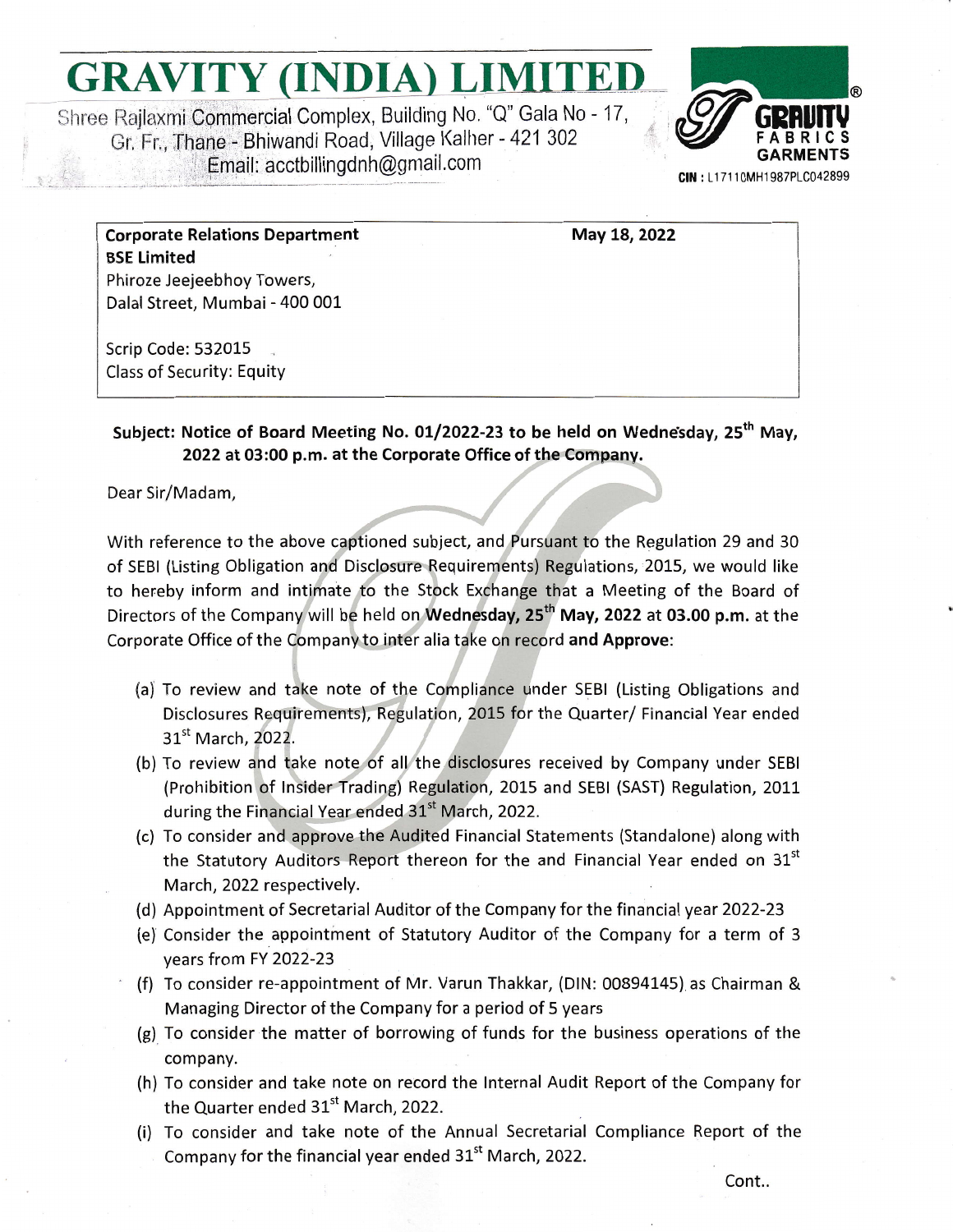# GRAVITY (INDIA) LIMITED

Shree Rajlaxmi Commercial Complex, Building No. "Q" Gala No - 17,
Gr. Fr., Thane - Bhiwandi Road, Village Kalher - 421 302
Email: acctbillingdnh@gmail.com

GRAVITY FABRICS GARMENTS

**CIN :** L17110MH1987PLC042899

| | |
|---|---|
| **Corporate Relations Department**<br>**BSE Limited**<br>Phiroze Jeejeebhoy Towers,<br>Dalal Street, Mumbai - 400 001<br><br>Scrip Code: 532015<br>Class of Security: Equity | **May 18, 2022** |

**Subject: Notice of Board Meeting No. 01/2022-23 to be held on Wednesday, 25th May, 2022 at 03:00 p.m. at the Corporate Office of the Company.**

Dear Sir/Madam,

With reference to the above captioned subject, and Pursuant to the Regulation 29 and 30 of SEBI (Listing Obligation and Disclosure Requirements) Regulations, 2015, we would like to hereby inform and intimate to the Stock Exchange that a Meeting of the Board of Directors of the Company will be held on **Wednesday, 25th May, 2022 at 03.00 p.m.** at the Corporate Office of the Company to inter alia take on record **and Approve**:

(a) To review and take note of the Compliance under SEBI (Listing Obligations and Disclosures Requirements), Regulation, 2015 for the Quarter/ Financial Year ended 31st March, 2022.

(b) To review and take note of all the disclosures received by Company under SEBI (Prohibition of Insider Trading) Regulation, 2015 and SEBI (SAST) Regulation, 2011 during the Financial Year ended 31st March, 2022.

(c) To consider and approve the Audited Financial Statements (Standalone) along with the Statutory Auditors Report thereon for the and Financial Year ended on 31st March, 2022 respectively.

(d) Appointment of Secretarial Auditor of the Company for the financial year 2022-23

(e) Consider the appointment of Statutory Auditor of the Company for a term of 3 years from FY 2022-23

(f) To consider re-appointment of Mr. Varun Thakkar, (DIN: 00894145) as Chairman & Managing Director of the Company for a period of 5 years

(g) To consider the matter of borrowing of funds for the business operations of the company.

(h) To consider and take note on record the Internal Audit Report of the Company for the Quarter ended 31st March, 2022.

(i) To consider and take note of the Annual Secretarial Compliance Report of the Company for the financial year ended 31st March, 2022.

Cont..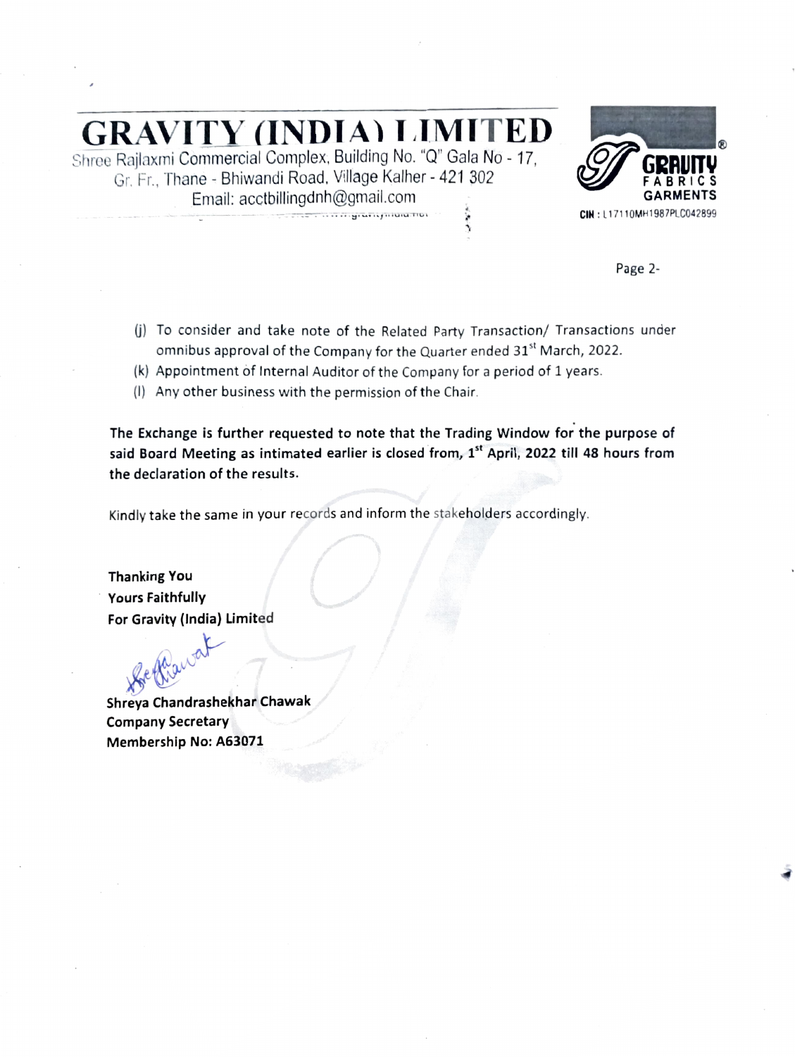# GRAVITY (INDIA) LIMITED

Shree Rajlaxmi Commercial Complex, Building No. "Q" Gala No - 17, Gr. Fr., Thane - Bhiwandi Road, Village Kalher - 421 302
Email: acctbillingdnh@gmail.com

GRAVITY FABRICS GARMENTS
CIN : L17110MH1987PLC042899

Page 2-

(j) To consider and take note of the Related Party Transaction/ Transactions under omnibus approval of the Company for the Quarter ended 31st March, 2022.
(k) Appointment of Internal Auditor of the Company for a period of 1 years.
(l) Any other business with the permission of the Chair.

**The Exchange is further requested to note that the Trading Window for the purpose of said Board Meeting as intimated earlier is closed from, 1st April, 2022 till 48 hours from the declaration of the results.**

Kindly take the same in your records and inform the stakeholders accordingly.

**Thanking You**
**Yours Faithfully**
**For Gravity (India) Limited**

**Shreya Chandrashekhar Chawak**
**Company Secretary**
**Membership No: A63071**